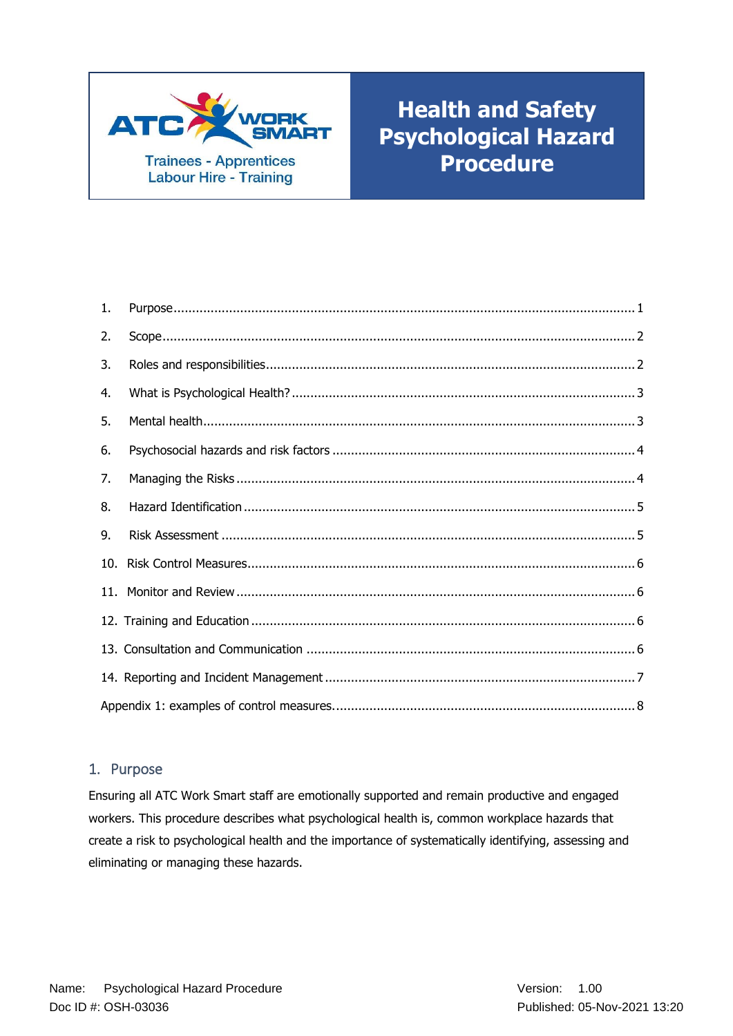# Health and Safety Psychological Hazard Procedure

ATC WORK SMART
Trainees - Apprentices
Labour Hire - Training

| | | |
|---|---|---|
| 1. | Purpose | 1 |
| 2. | Scope | 2 |
| 3. | Roles and responsibilities | 2 |
| 4. | What is Psychological Health? | 3 |
| 5. | Mental health | 3 |
| 6. | Psychosocial hazards and risk factors | 4 |
| 7. | Managing the Risks | 4 |
| 8. | Hazard Identification | 5 |
| 9. | Risk Assessment | 5 |
| 10. | Risk Control Measures | 6 |
| 11. | Monitor and Review | 6 |
| 12. | Training and Education | 6 |
| 13. | Consultation and Communication | 6 |
| 14. | Reporting and Incident Management | 7 |
| | Appendix 1: examples of control measures. | 8 |

## 1. Purpose

Ensuring all ATC Work Smart staff are emotionally supported and remain productive and engaged workers. This procedure describes what psychological health is, common workplace hazards that create a risk to psychological health and the importance of systematically identifying, assessing and eliminating or managing these hazards.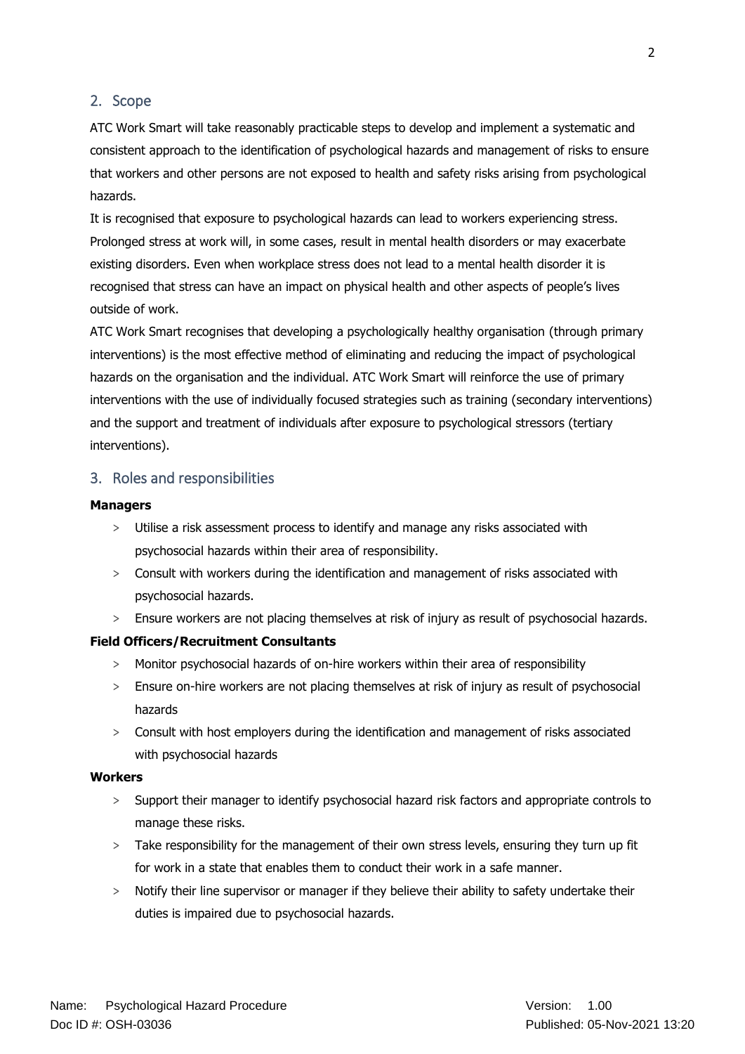## 2. Scope

ATC Work Smart will take reasonably practicable steps to develop and implement a systematic and consistent approach to the identification of psychological hazards and management of risks to ensure that workers and other persons are not exposed to health and safety risks arising from psychological hazards.

It is recognised that exposure to psychological hazards can lead to workers experiencing stress. Prolonged stress at work will, in some cases, result in mental health disorders or may exacerbate existing disorders. Even when workplace stress does not lead to a mental health disorder it is recognised that stress can have an impact on physical health and other aspects of people's lives outside of work.

ATC Work Smart recognises that developing a psychologically healthy organisation (through primary interventions) is the most effective method of eliminating and reducing the impact of psychological hazards on the organisation and the individual. ATC Work Smart will reinforce the use of primary interventions with the use of individually focused strategies such as training (secondary interventions) and the support and treatment of individuals after exposure to psychological stressors (tertiary interventions).

## 3. Roles and responsibilities

**Managers**

- Utilise a risk assessment process to identify and manage any risks associated with psychosocial hazards within their area of responsibility.
- Consult with workers during the identification and management of risks associated with psychosocial hazards.
- Ensure workers are not placing themselves at risk of injury as result of psychosocial hazards.

**Field Officers/Recruitment Consultants**

- Monitor psychosocial hazards of on-hire workers within their area of responsibility
- Ensure on-hire workers are not placing themselves at risk of injury as result of psychosocial hazards
- Consult with host employers during the identification and management of risks associated with psychosocial hazards

**Workers**

- Support their manager to identify psychosocial hazard risk factors and appropriate controls to manage these risks.
- Take responsibility for the management of their own stress levels, ensuring they turn up fit for work in a state that enables them to conduct their work in a safe manner.
- Notify their line supervisor or manager if they believe their ability to safety undertake their duties is impaired due to psychosocial hazards.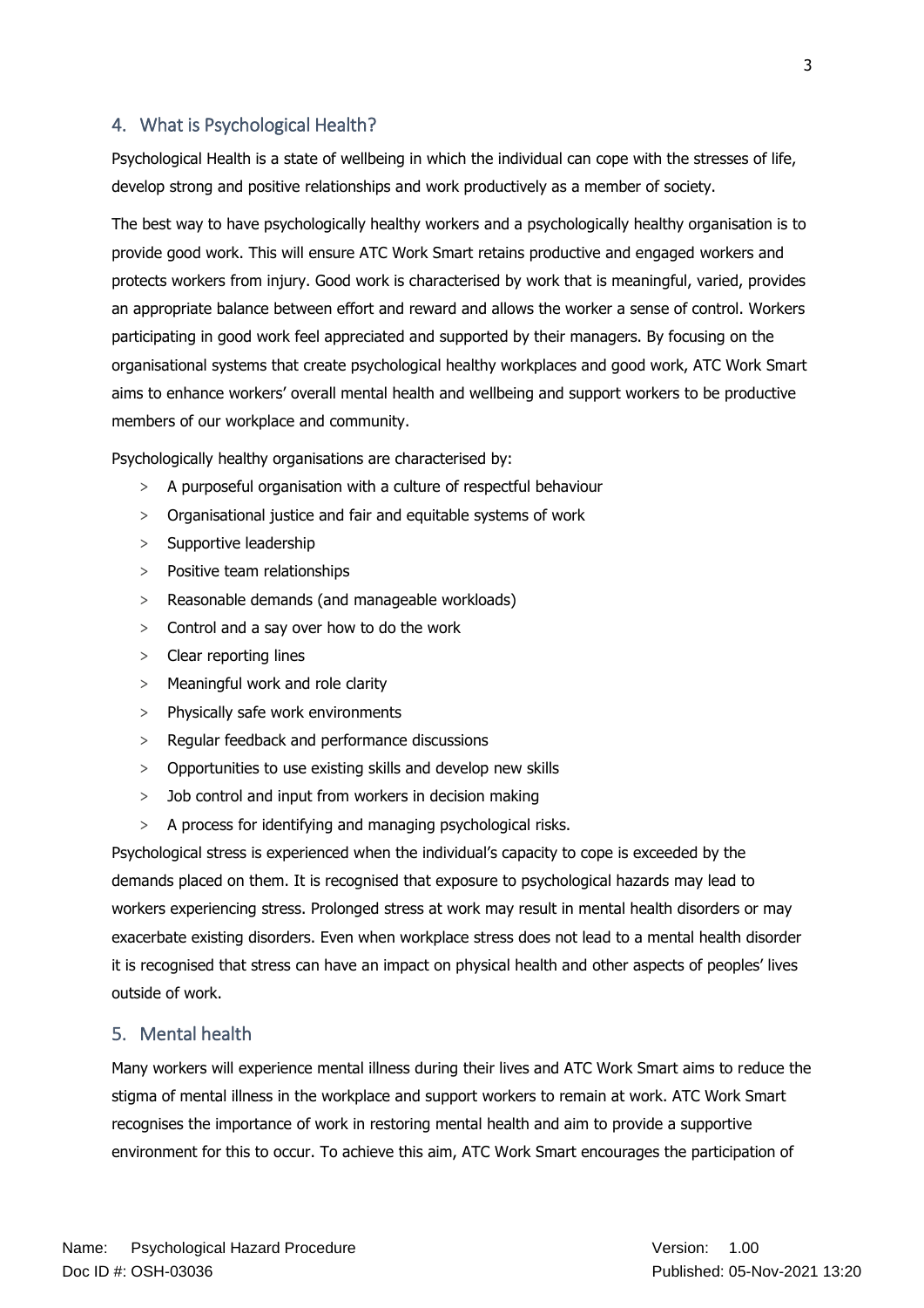## 4. What is Psychological Health?

Psychological Health is a state of wellbeing in which the individual can cope with the stresses of life, develop strong and positive relationships and work productively as a member of society.

The best way to have psychologically healthy workers and a psychologically healthy organisation is to provide good work. This will ensure ATC Work Smart retains productive and engaged workers and protects workers from injury. Good work is characterised by work that is meaningful, varied, provides an appropriate balance between effort and reward and allows the worker a sense of control. Workers participating in good work feel appreciated and supported by their managers. By focusing on the organisational systems that create psychological healthy workplaces and good work, ATC Work Smart aims to enhance workers' overall mental health and wellbeing and support workers to be productive members of our workplace and community.

Psychologically healthy organisations are characterised by:

- A purposeful organisation with a culture of respectful behaviour
- Organisational justice and fair and equitable systems of work
- Supportive leadership
- Positive team relationships
- Reasonable demands (and manageable workloads)
- Control and a say over how to do the work
- Clear reporting lines
- Meaningful work and role clarity
- Physically safe work environments
- Regular feedback and performance discussions
- Opportunities to use existing skills and develop new skills
- Job control and input from workers in decision making
- A process for identifying and managing psychological risks.

Psychological stress is experienced when the individual's capacity to cope is exceeded by the demands placed on them. It is recognised that exposure to psychological hazards may lead to workers experiencing stress. Prolonged stress at work may result in mental health disorders or may exacerbate existing disorders. Even when workplace stress does not lead to a mental health disorder it is recognised that stress can have an impact on physical health and other aspects of peoples' lives outside of work.

## 5. Mental health

Many workers will experience mental illness during their lives and ATC Work Smart aims to reduce the stigma of mental illness in the workplace and support workers to remain at work. ATC Work Smart recognises the importance of work in restoring mental health and aim to provide a supportive environment for this to occur. To achieve this aim, ATC Work Smart encourages the participation of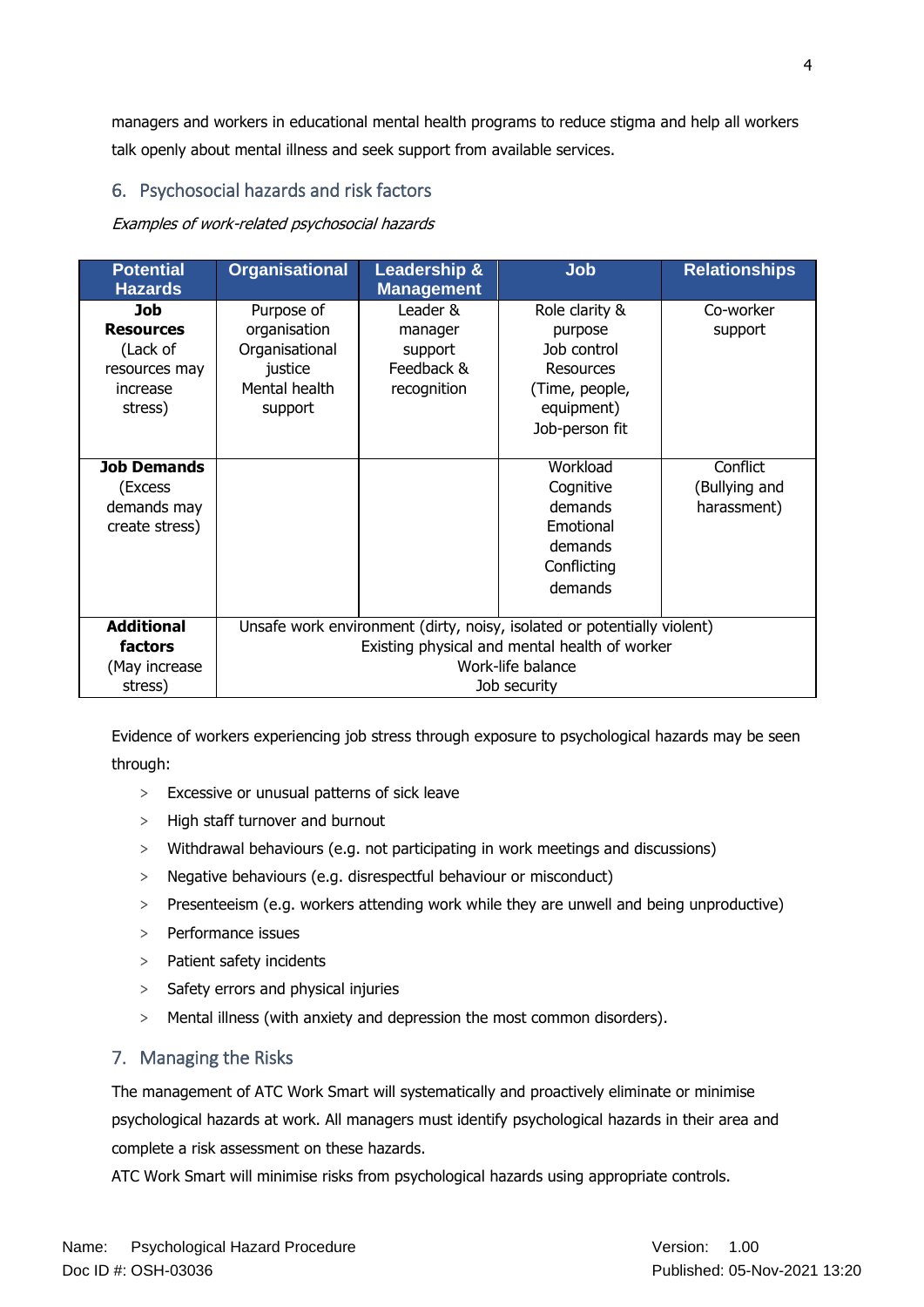managers and workers in educational mental health programs to reduce stigma and help all workers talk openly about mental illness and seek support from available services.

## 6. Psychosocial hazards and risk factors

*Examples of work-related psychosocial hazards*

| Potential Hazards | Organisational | Leadership & Management | Job | Relationships |
|---|---|---|---|---|
| **Job Resources** (Lack of resources may increase stress) | Purpose of organisation<br>Organisational justice<br>Mental health support | Leader & manager support<br>Feedback & recognition | Role clarity & purpose<br>Job control<br>Resources (Time, people, equipment)<br>Job-person fit | Co-worker support |
| **Job Demands** (Excess demands may create stress) | | | Workload<br>Cognitive demands<br>Emotional demands<br>Conflicting demands | Conflict (Bullying and harassment) |
| **Additional factors** (May increase stress) | Unsafe work environment (dirty, noisy, isolated or potentially violent)<br>Existing physical and mental health of worker<br>Work-life balance<br>Job security | | | |

Evidence of workers experiencing job stress through exposure to psychological hazards may be seen through:

- Excessive or unusual patterns of sick leave
- High staff turnover and burnout
- Withdrawal behaviours (e.g. not participating in work meetings and discussions)
- Negative behaviours (e.g. disrespectful behaviour or misconduct)
- Presenteeism (e.g. workers attending work while they are unwell and being unproductive)
- Performance issues
- Patient safety incidents
- Safety errors and physical injuries
- Mental illness (with anxiety and depression the most common disorders).

## 7. Managing the Risks

The management of ATC Work Smart will systematically and proactively eliminate or minimise psychological hazards at work. All managers must identify psychological hazards in their area and complete a risk assessment on these hazards.

ATC Work Smart will minimise risks from psychological hazards using appropriate controls.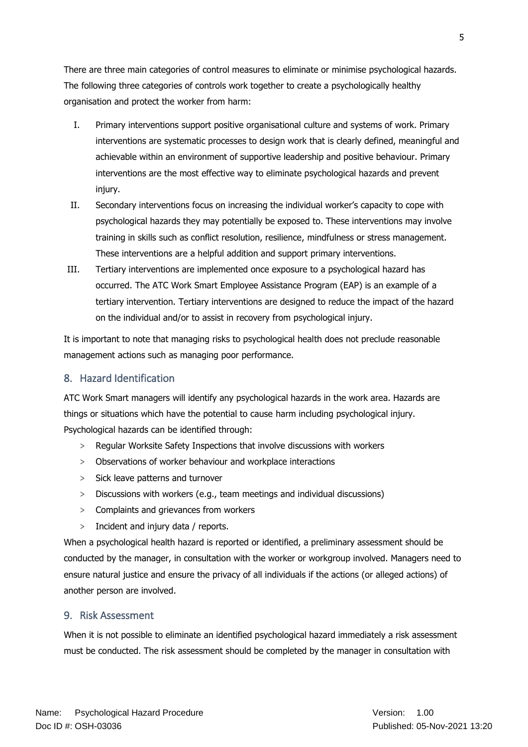There are three main categories of control measures to eliminate or minimise psychological hazards. The following three categories of controls work together to create a psychologically healthy organisation and protect the worker from harm:

I. Primary interventions support positive organisational culture and systems of work. Primary interventions are systematic processes to design work that is clearly defined, meaningful and achievable within an environment of supportive leadership and positive behaviour. Primary interventions are the most effective way to eliminate psychological hazards and prevent injury.
II. Secondary interventions focus on increasing the individual worker's capacity to cope with psychological hazards they may potentially be exposed to. These interventions may involve training in skills such as conflict resolution, resilience, mindfulness or stress management. These interventions are a helpful addition and support primary interventions.
III. Tertiary interventions are implemented once exposure to a psychological hazard has occurred. The ATC Work Smart Employee Assistance Program (EAP) is an example of a tertiary intervention. Tertiary interventions are designed to reduce the impact of the hazard on the individual and/or to assist in recovery from psychological injury.

It is important to note that managing risks to psychological health does not preclude reasonable management actions such as managing poor performance.

## 8. Hazard Identification

ATC Work Smart managers will identify any psychological hazards in the work area. Hazards are things or situations which have the potential to cause harm including psychological injury. Psychological hazards can be identified through:

- Regular Worksite Safety Inspections that involve discussions with workers
- Observations of worker behaviour and workplace interactions
- Sick leave patterns and turnover
- Discussions with workers (e.g., team meetings and individual discussions)
- Complaints and grievances from workers
- Incident and injury data / reports.

When a psychological health hazard is reported or identified, a preliminary assessment should be conducted by the manager, in consultation with the worker or workgroup involved. Managers need to ensure natural justice and ensure the privacy of all individuals if the actions (or alleged actions) of another person are involved.

## 9. Risk Assessment

When it is not possible to eliminate an identified psychological hazard immediately a risk assessment must be conducted. The risk assessment should be completed by the manager in consultation with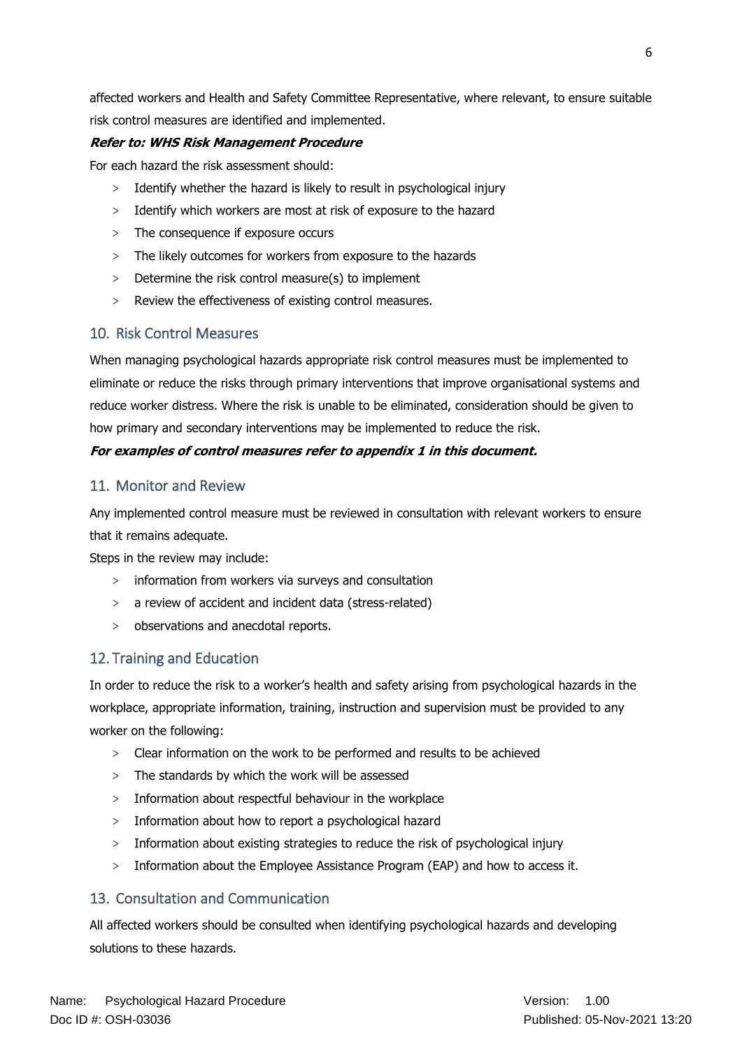affected workers and Health and Safety Committee Representative, where relevant, to ensure suitable risk control measures are identified and implemented.

***Refer to: WHS Risk Management Procedure***

For each hazard the risk assessment should:

- Identify whether the hazard is likely to result in psychological injury
- Identify which workers are most at risk of exposure to the hazard
- The consequence if exposure occurs
- The likely outcomes for workers from exposure to the hazards
- Determine the risk control measure(s) to implement
- Review the effectiveness of existing control measures.

## 10. Risk Control Measures

When managing psychological hazards appropriate risk control measures must be implemented to eliminate or reduce the risks through primary interventions that improve organisational systems and reduce worker distress. Where the risk is unable to be eliminated, consideration should be given to how primary and secondary interventions may be implemented to reduce the risk.

***For examples of control measures refer to appendix 1 in this document.***

## 11. Monitor and Review

Any implemented control measure must be reviewed in consultation with relevant workers to ensure that it remains adequate.

Steps in the review may include:

- information from workers via surveys and consultation
- a review of accident and incident data (stress-related)
- observations and anecdotal reports.

## 12. Training and Education

In order to reduce the risk to a worker's health and safety arising from psychological hazards in the workplace, appropriate information, training, instruction and supervision must be provided to any worker on the following:

- Clear information on the work to be performed and results to be achieved
- The standards by which the work will be assessed
- Information about respectful behaviour in the workplace
- Information about how to report a psychological hazard
- Information about existing strategies to reduce the risk of psychological injury
- Information about the Employee Assistance Program (EAP) and how to access it.

## 13. Consultation and Communication

All affected workers should be consulted when identifying psychological hazards and developing solutions to these hazards.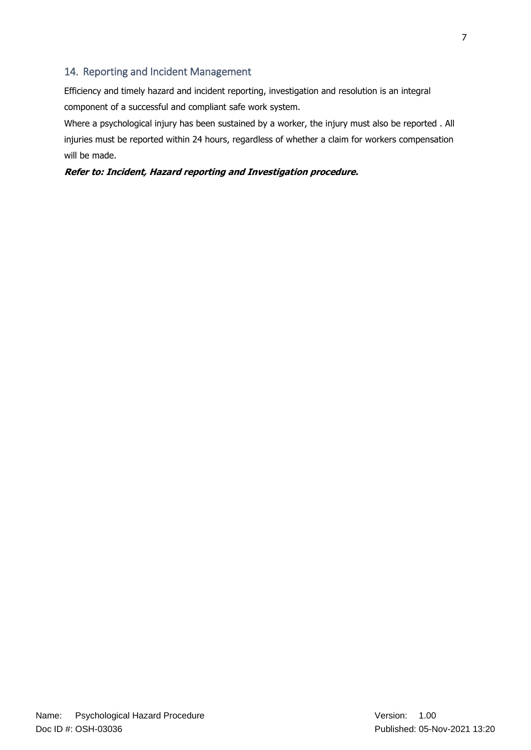## 14. Reporting and Incident Management

Efficiency and timely hazard and incident reporting, investigation and resolution is an integral component of a successful and compliant safe work system.

Where a psychological injury has been sustained by a worker, the injury must also be reported . All injuries must be reported within 24 hours, regardless of whether a claim for workers compensation will be made.

***Refer to: Incident, Hazard reporting and Investigation procedure.***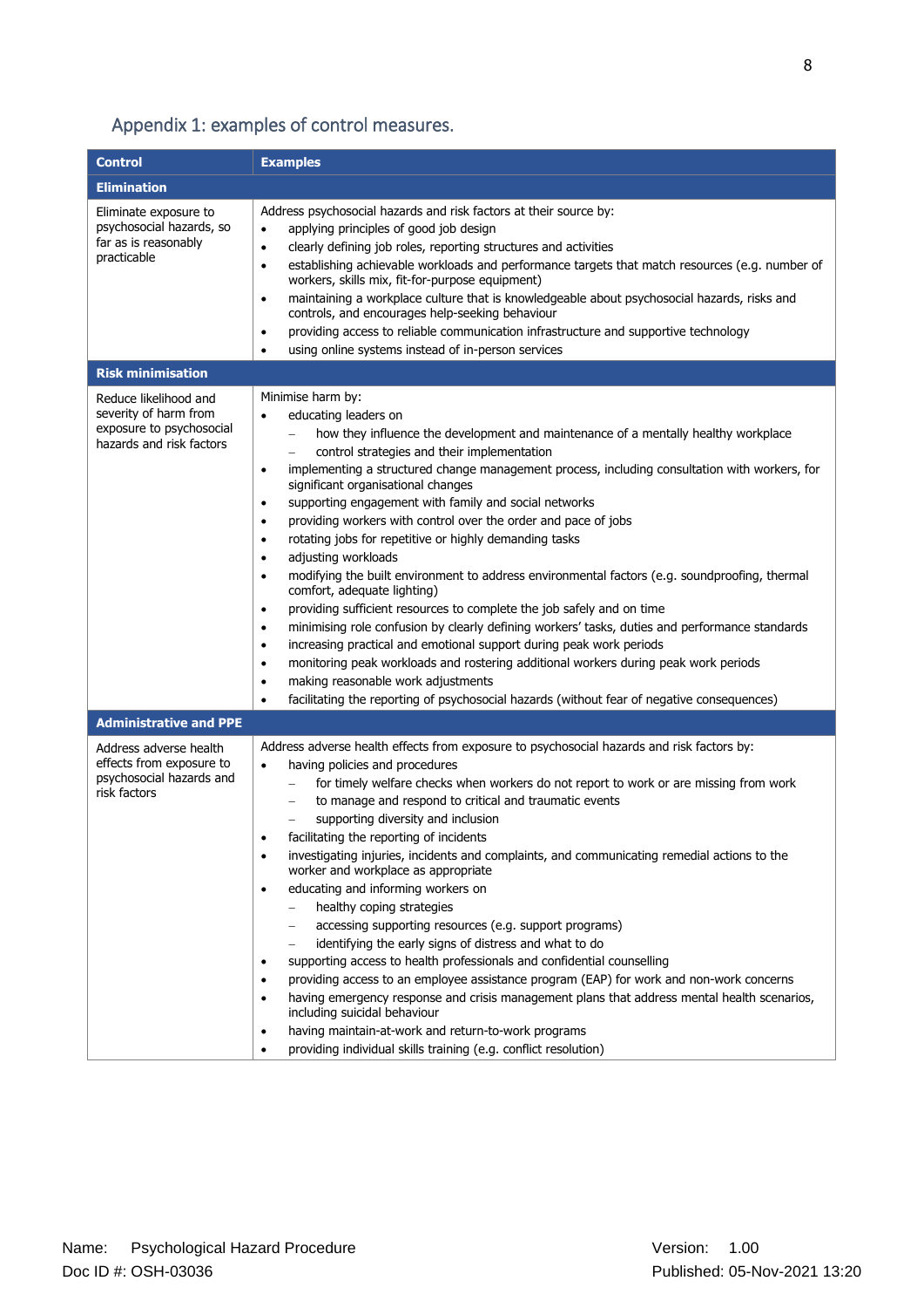## Appendix 1: examples of control measures.

| Control | Examples |
|---|---|
| **Elimination** | |
| Eliminate exposure to psychosocial hazards, so far as is reasonably practicable | Address psychosocial hazards and risk factors at their source by:<br>• applying principles of good job design<br>• clearly defining job roles, reporting structures and activities<br>• establishing achievable workloads and performance targets that match resources (e.g. number of workers, skills mix, fit-for-purpose equipment)<br>• maintaining a workplace culture that is knowledgeable about psychosocial hazards, risks and controls, and encourages help-seeking behaviour<br>• providing access to reliable communication infrastructure and supportive technology<br>• using online systems instead of in-person services |
| **Risk minimisation** | |
| Reduce likelihood and severity of harm from exposure to psychosocial hazards and risk factors | Minimise harm by:<br>• educating leaders on<br>&nbsp;&nbsp;– how they influence the development and maintenance of a mentally healthy workplace<br>&nbsp;&nbsp;– control strategies and their implementation<br>• implementing a structured change management process, including consultation with workers, for significant organisational changes<br>• supporting engagement with family and social networks<br>• providing workers with control over the order and pace of jobs<br>• rotating jobs for repetitive or highly demanding tasks<br>• adjusting workloads<br>• modifying the built environment to address environmental factors (e.g. soundproofing, thermal comfort, adequate lighting)<br>• providing sufficient resources to complete the job safely and on time<br>• minimising role confusion by clearly defining workers' tasks, duties and performance standards<br>• increasing practical and emotional support during peak work periods<br>• monitoring peak workloads and rostering additional workers during peak work periods<br>• making reasonable work adjustments<br>• facilitating the reporting of psychosocial hazards (without fear of negative consequences) |
| **Administrative and PPE** | |
| Address adverse health effects from exposure to psychosocial hazards and risk factors | Address adverse health effects from exposure to psychosocial hazards and risk factors by:<br>• having policies and procedures<br>&nbsp;&nbsp;– for timely welfare checks when workers do not report to work or are missing from work<br>&nbsp;&nbsp;– to manage and respond to critical and traumatic events<br>&nbsp;&nbsp;– supporting diversity and inclusion<br>• facilitating the reporting of incidents<br>• investigating injuries, incidents and complaints, and communicating remedial actions to the worker and workplace as appropriate<br>• educating and informing workers on<br>&nbsp;&nbsp;– healthy coping strategies<br>&nbsp;&nbsp;– accessing supporting resources (e.g. support programs)<br>&nbsp;&nbsp;– identifying the early signs of distress and what to do<br>• supporting access to health professionals and confidential counselling<br>• providing access to an employee assistance program (EAP) for work and non-work concerns<br>• having emergency response and crisis management plans that address mental health scenarios, including suicidal behaviour<br>• having maintain-at-work and return-to-work programs<br>• providing individual skills training (e.g. conflict resolution) |